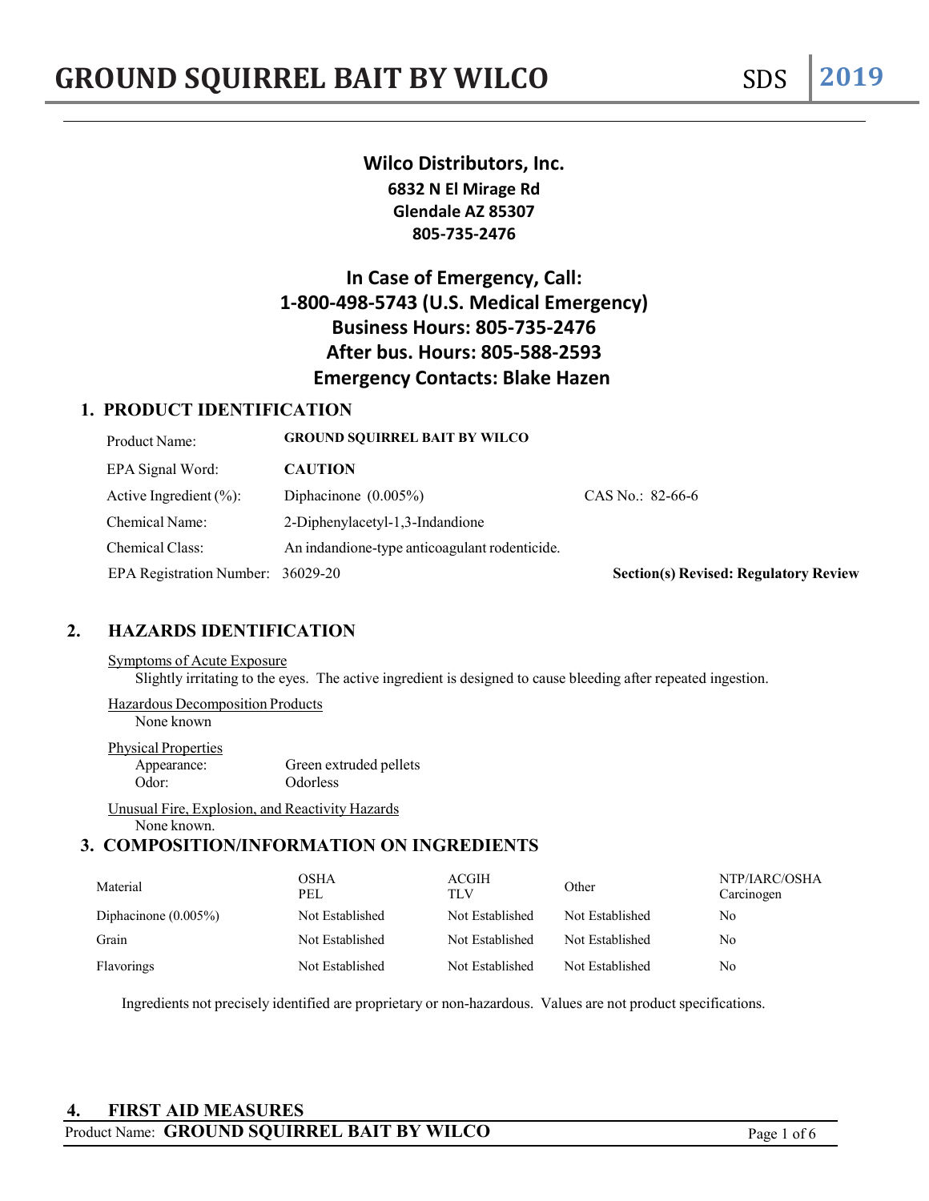# GROUND SQUIRREL BAIT BY WILCO

SDS **2019**

**Wilco Distributors, Inc.**
**6832 N El Mirage Rd**
**Glendale AZ 85307**
**805-735-2476**

**In Case of Emergency, Call:**
**1-800-498-5743 (U.S. Medical Emergency)**
**Business Hours: 805-735-2476**
**After bus. Hours: 805-588-2593**
**Emergency Contacts: Blake Hazen**

## 1. PRODUCT IDENTIFICATION

| | | |
|---|---|---|
| Product Name: | **GROUND SQUIRREL BAIT BY WILCO** | |
| EPA Signal Word: | **CAUTION** | |
| Active Ingredient (%): | Diphacinone (0.005%) | CAS No.: 82-66-6 |
| Chemical Name: | 2-Diphenylacetyl-1,3-Indandione | |
| Chemical Class: | An indandione-type anticoagulant rodenticide. | |
| EPA Registration Number: | 36029-20 | **Section(s) Revised: Regulatory Review** |

## 2. HAZARDS IDENTIFICATION

Symptoms of Acute Exposure

Slightly irritating to the eyes. The active ingredient is designed to cause bleeding after repeated ingestion.

Hazardous Decomposition Products

None known

Physical Properties

| | |
|---|---|
| Appearance: | Green extruded pellets |
| Odor: | Odorless |

Unusual Fire, Explosion, and Reactivity Hazards

None known.

## 3. COMPOSITION/INFORMATION ON INGREDIENTS

| Material | OSHA PEL | ACGIH TLV | Other | NTP/IARC/OSHA Carcinogen |
|---|---|---|---|---|
| Diphacinone (0.005%) | Not Established | Not Established | Not Established | No |
| Grain | Not Established | Not Established | Not Established | No |
| Flavorings | Not Established | Not Established | Not Established | No |

Ingredients not precisely identified are proprietary or non-hazardous. Values are not product specifications.

## 4. FIRST AID MEASURES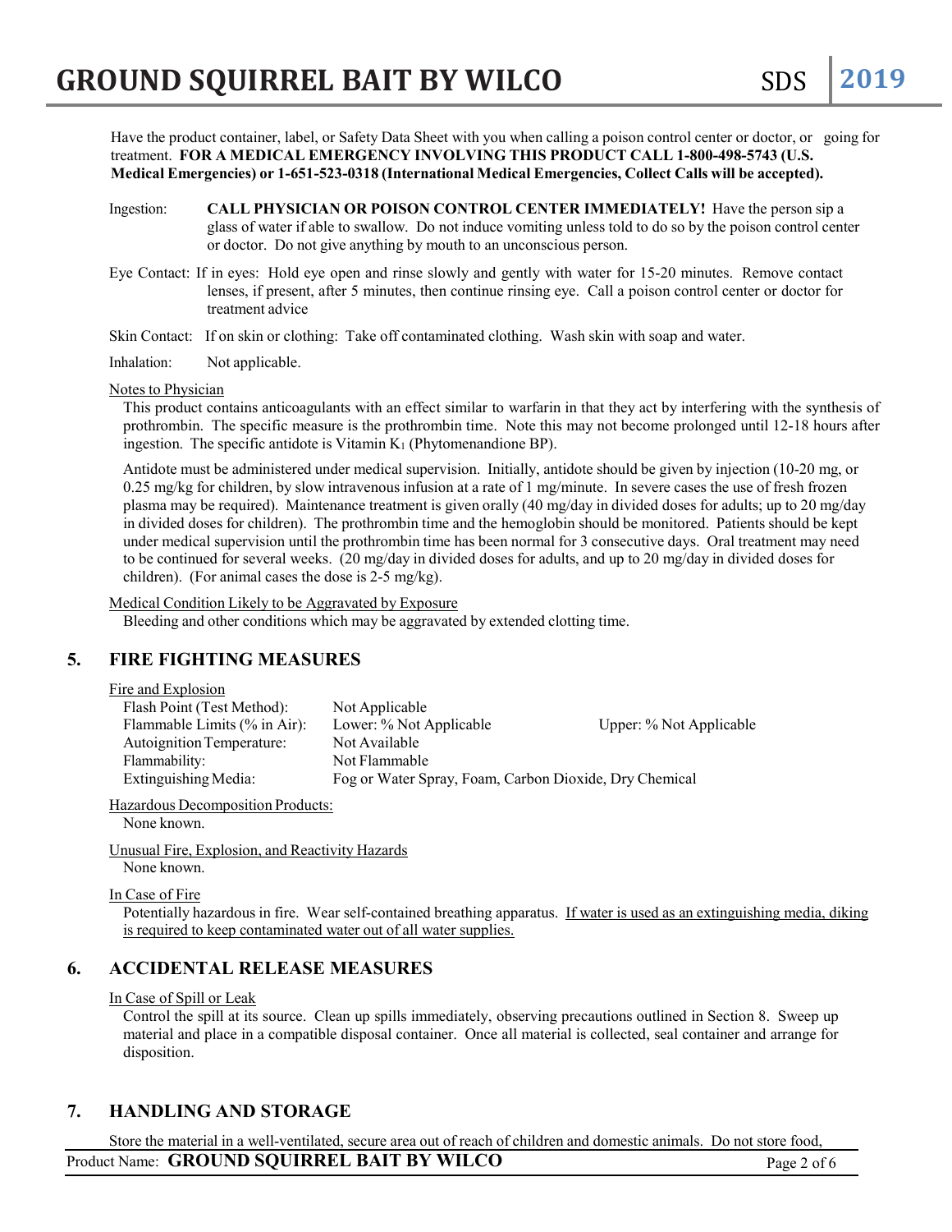Have the product container, label, or Safety Data Sheet with you when calling a poison control center or doctor, or going for treatment. **FOR A MEDICAL EMERGENCY INVOLVING THIS PRODUCT CALL 1-800-498-5743 (U.S. Medical Emergencies) or 1-651-523-0318 (International Medical Emergencies, Collect Calls will be accepted).**

Ingestion: **CALL PHYSICIAN OR POISON CONTROL CENTER IMMEDIATELY!** Have the person sip a glass of water if able to swallow. Do not induce vomiting unless told to do so by the poison control center or doctor. Do not give anything by mouth to an unconscious person.

Eye Contact: If in eyes: Hold eye open and rinse slowly and gently with water for 15-20 minutes. Remove contact lenses, if present, after 5 minutes, then continue rinsing eye. Call a poison control center or doctor for treatment advice

Skin Contact: If on skin or clothing: Take off contaminated clothing. Wash skin with soap and water.

Inhalation: Not applicable.

Notes to Physician

This product contains anticoagulants with an effect similar to warfarin in that they act by interfering with the synthesis of prothrombin. The specific measure is the prothrombin time. Note this may not become prolonged until 12-18 hours after ingestion. The specific antidote is Vitamin $K_1$ (Phytomenandione BP).

Antidote must be administered under medical supervision. Initially, antidote should be given by injection (10-20 mg, or 0.25 mg/kg for children, by slow intravenous infusion at a rate of 1 mg/minute. In severe cases the use of fresh frozen plasma may be required). Maintenance treatment is given orally (40 mg/day in divided doses for adults; up to 20 mg/day in divided doses for children). The prothrombin time and the hemoglobin should be monitored. Patients should be kept under medical supervision until the prothrombin time has been normal for 3 consecutive days. Oral treatment may need to be continued for several weeks. (20 mg/day in divided doses for adults, and up to 20 mg/day in divided doses for children). (For animal cases the dose is 2-5 mg/kg).

Medical Condition Likely to be Aggravated by Exposure

Bleeding and other conditions which may be aggravated by extended clotting time.

## 5. FIRE FIGHTING MEASURES

Fire and Explosion

| | | |
|---|---|---|
| Flash Point (Test Method): | Not Applicable | |
| Flammable Limits (% in Air): | Lower: % Not Applicable | Upper: % Not Applicable |
| Autoignition Temperature: | Not Available | |
| Flammability: | Not Flammable | |
| Extinguishing Media: | Fog or Water Spray, Foam, Carbon Dioxide, Dry Chemical | |

Hazardous Decomposition Products:

None known.

Unusual Fire, Explosion, and Reactivity Hazards

None known.

In Case of Fire

Potentially hazardous in fire. Wear self-contained breathing apparatus. If water is used as an extinguishing media, diking is required to keep contaminated water out of all water supplies.

## 6. ACCIDENTAL RELEASE MEASURES

In Case of Spill or Leak

Control the spill at its source. Clean up spills immediately, observing precautions outlined in Section 8. Sweep up material and place in a compatible disposal container. Once all material is collected, seal container and arrange for disposition.

## 7. HANDLING AND STORAGE

Store the material in a well-ventilated, secure area out of reach of children and domestic animals. Do not store food,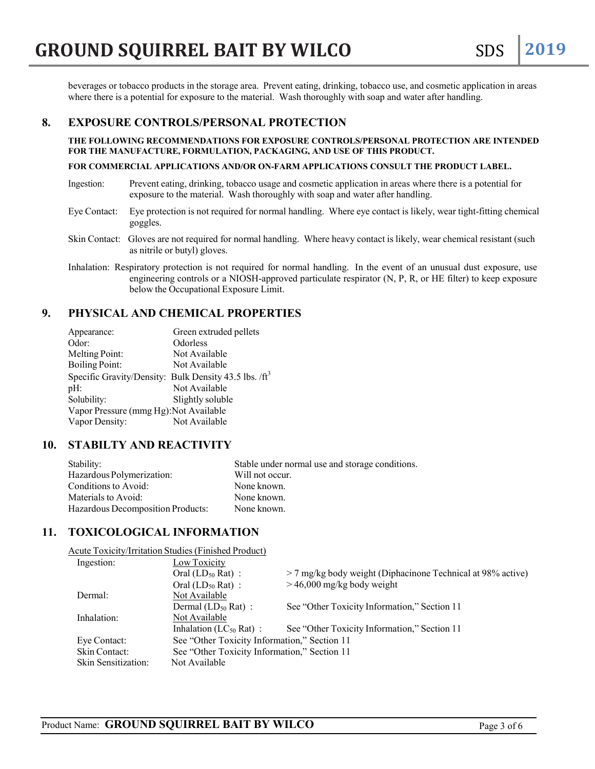beverages or tobacco products in the storage area. Prevent eating, drinking, tobacco use, and cosmetic application in areas where there is a potential for exposure to the material. Wash thoroughly with soap and water after handling.

## 8. EXPOSURE CONTROLS/PERSONAL PROTECTION

**THE FOLLOWING RECOMMENDATIONS FOR EXPOSURE CONTROLS/PERSONAL PROTECTION ARE INTENDED FOR THE MANUFACTURE, FORMULATION, PACKAGING, AND USE OF THIS PRODUCT.**

**FOR COMMERCIAL APPLICATIONS AND/OR ON-FARM APPLICATIONS CONSULT THE PRODUCT LABEL.**

Ingestion: Prevent eating, drinking, tobacco usage and cosmetic application in areas where there is a potential for exposure to the material. Wash thoroughly with soap and water after handling.

Eye Contact: Eye protection is not required for normal handling. Where eye contact is likely, wear tight-fitting chemical goggles.

Skin Contact: Gloves are not required for normal handling. Where heavy contact is likely, wear chemical resistant (such as nitrile or butyl) gloves.

Inhalation: Respiratory protection is not required for normal handling. In the event of an unusual dust exposure, use engineering controls or a NIOSH-approved particulate respirator (N, P, R, or HE filter) to keep exposure below the Occupational Exposure Limit.

## 9. PHYSICAL AND CHEMICAL PROPERTIES

| | |
|---|---|
| Appearance: | Green extruded pellets |
| Odor: | Odorless |
| Melting Point: | Not Available |
| Boiling Point: | Not Available |
| Specific Gravity/Density: | Bulk Density 43.5 lbs. /$ft^3$ |
| pH: | Not Available |
| Solubility: | Slightly soluble |
| Vapor Pressure (mmg Hg): | Not Available |
| Vapor Density: | Not Available |

## 10. STABILTY AND REACTIVITY

| | |
|---|---|
| Stability: | Stable under normal use and storage conditions. |
| Hazardous Polymerization: | Will not occur. |
| Conditions to Avoid: | None known. |
| Materials to Avoid: | None known. |
| Hazardous Decomposition Products: | None known. |

## 11. TOXICOLOGICAL INFORMATION

Acute Toxicity/Irritation Studies (Finished Product)

| | | |
|---|---|---|
| Ingestion: | Low Toxicity | |
| | Oral ($LD_{50}$ Rat) : | > 7 mg/kg body weight (Diphacinone Technical at 98% active) |
| | Oral ($LD_{50}$ Rat) : | > 46,000 mg/kg body weight |
| Dermal: | Not Available | |
| | Dermal ($LD_{50}$ Rat) : | See "Other Toxicity Information," Section 11 |
| Inhalation: | Not Available | |
| | Inhalation ($LC_{50}$ Rat) : | See "Other Toxicity Information," Section 11 |
| Eye Contact: | See "Other Toxicity Information," Section 11 | |
| Skin Contact: | See "Other Toxicity Information," Section 11 | |
| Skin Sensitization: | Not Available | |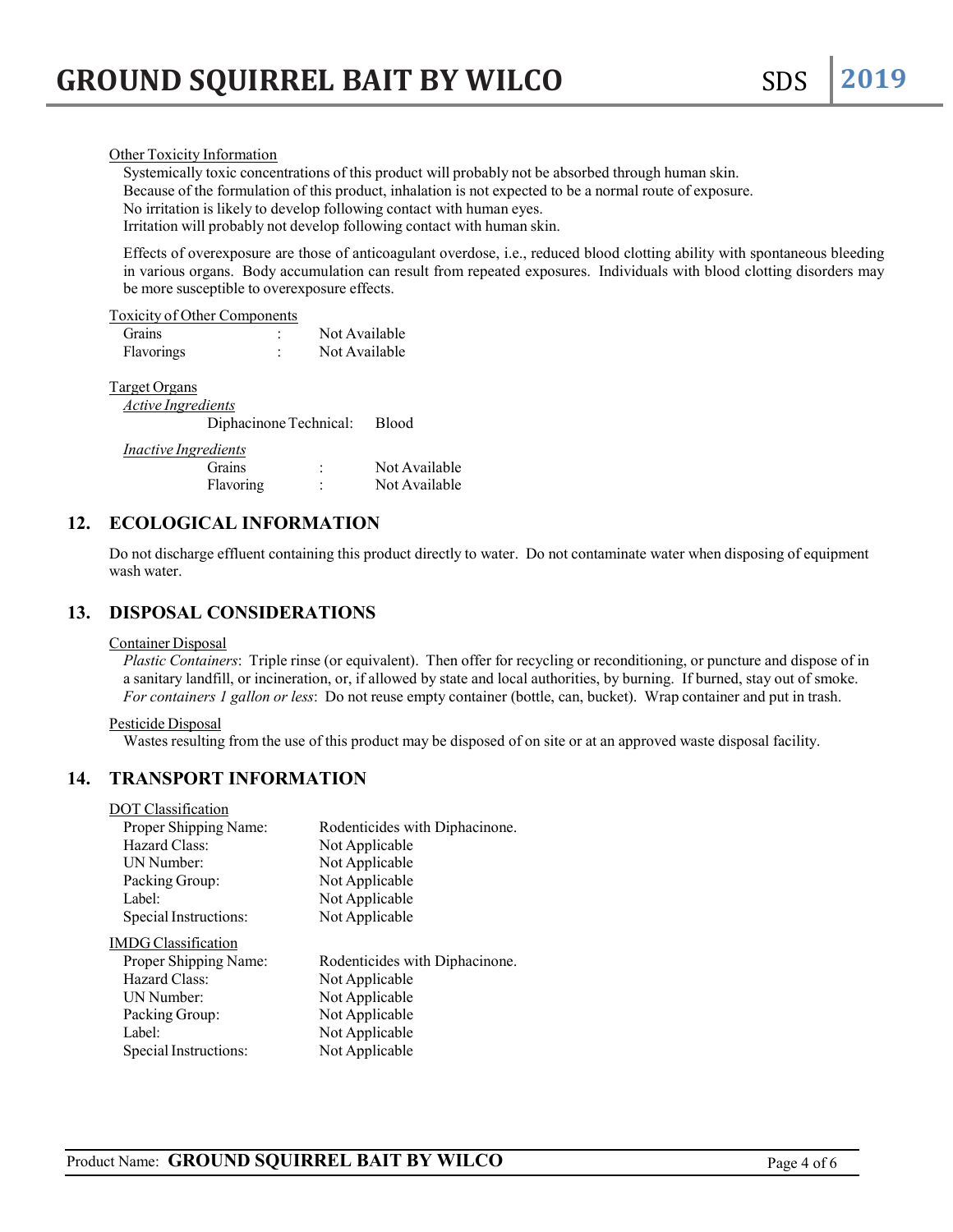Other Toxicity Information

Systemically toxic concentrations of this product will probably not be absorbed through human skin.
Because of the formulation of this product, inhalation is not expected to be a normal route of exposure.
No irritation is likely to develop following contact with human eyes.
Irritation will probably not develop following contact with human skin.

Effects of overexposure are those of anticoagulant overdose, i.e., reduced blood clotting ability with spontaneous bleeding in various organs. Body accumulation can result from repeated exposures. Individuals with blood clotting disorders may be more susceptible to overexposure effects.

Toxicity of Other Components

| | | |
|---|---|---|
| Grains | : | Not Available |
| Flavorings | : | Not Available |

Target Organs

*Active Ingredients*

Diphacinone Technical: Blood

*Inactive Ingredients*

| | | |
|---|---|---|
| Grains | : | Not Available |
| Flavoring | : | Not Available |

## 12. ECOLOGICAL INFORMATION

Do not discharge effluent containing this product directly to water. Do not contaminate water when disposing of equipment wash water.

## 13. DISPOSAL CONSIDERATIONS

Container Disposal

*Plastic Containers*: Triple rinse (or equivalent). Then offer for recycling or reconditioning, or puncture and dispose of in a sanitary landfill, or incineration, or, if allowed by state and local authorities, by burning. If burned, stay out of smoke. *For containers 1 gallon or less*: Do not reuse empty container (bottle, can, bucket). Wrap container and put in trash.

Pesticide Disposal

Wastes resulting from the use of this product may be disposed of on site or at an approved waste disposal facility.

## 14. TRANSPORT INFORMATION

DOT Classification

| | |
|---|---|
| Proper Shipping Name: | Rodenticides with Diphacinone. |
| Hazard Class: | Not Applicable |
| UN Number: | Not Applicable |
| Packing Group: | Not Applicable |
| Label: | Not Applicable |
| Special Instructions: | Not Applicable |

IMDG Classification

| | |
|---|---|
| Proper Shipping Name: | Rodenticides with Diphacinone. |
| Hazard Class: | Not Applicable |
| UN Number: | Not Applicable |
| Packing Group: | Not Applicable |
| Label: | Not Applicable |
| Special Instructions: | Not Applicable |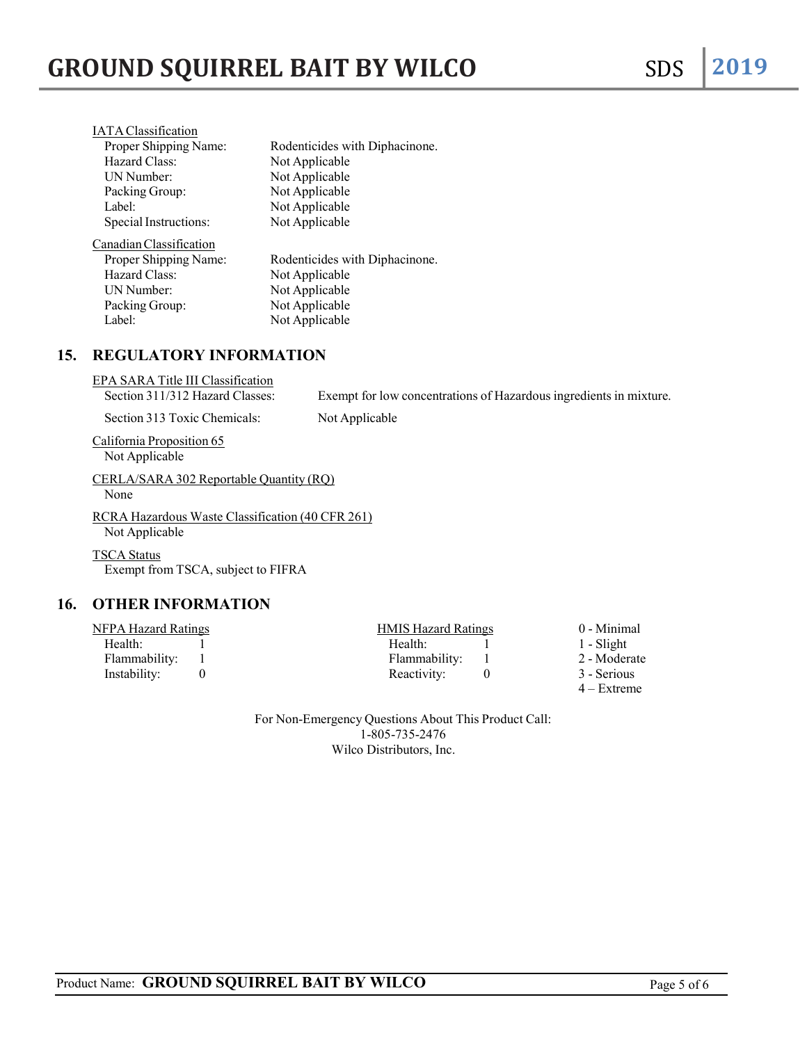IATA Classification

| | |
|---|---|
| Proper Shipping Name: | Rodenticides with Diphacinone. |
| Hazard Class: | Not Applicable |
| UN Number: | Not Applicable |
| Packing Group: | Not Applicable |
| Label: | Not Applicable |
| Special Instructions: | Not Applicable |

Canadian Classification

| | |
|---|---|
| Proper Shipping Name: | Rodenticides with Diphacinone. |
| Hazard Class: | Not Applicable |
| UN Number: | Not Applicable |
| Packing Group: | Not Applicable |
| Label: | Not Applicable |

## 15. REGULATORY INFORMATION

EPA SARA Title III Classification

| | |
|---|---|
| Section 311/312 Hazard Classes: | Exempt for low concentrations of Hazardous ingredients in mixture. |
| Section 313 Toxic Chemicals: | Not Applicable |

California Proposition 65

Not Applicable

CERLA/SARA 302 Reportable Quantity (RQ)

None

RCRA Hazardous Waste Classification (40 CFR 261)

Not Applicable

TSCA Status

Exempt from TSCA, subject to FIFRA

## 16. OTHER INFORMATION

| NFPA Hazard Ratings | | HMIS Hazard Ratings | | |
|---|---|---|---|---|
| Health: | 1 | Health: | 1 | 0 - Minimal |
| Flammability: | 1 | Flammability: | 1 | 1 - Slight |
| Instability: | 0 | Reactivity: | 0 | 2 - Moderate |
| | | | | 3 - Serious |
| | | | | 4 – Extreme |

For Non-Emergency Questions About This Product Call:
1-805-735-2476
Wilco Distributors, Inc.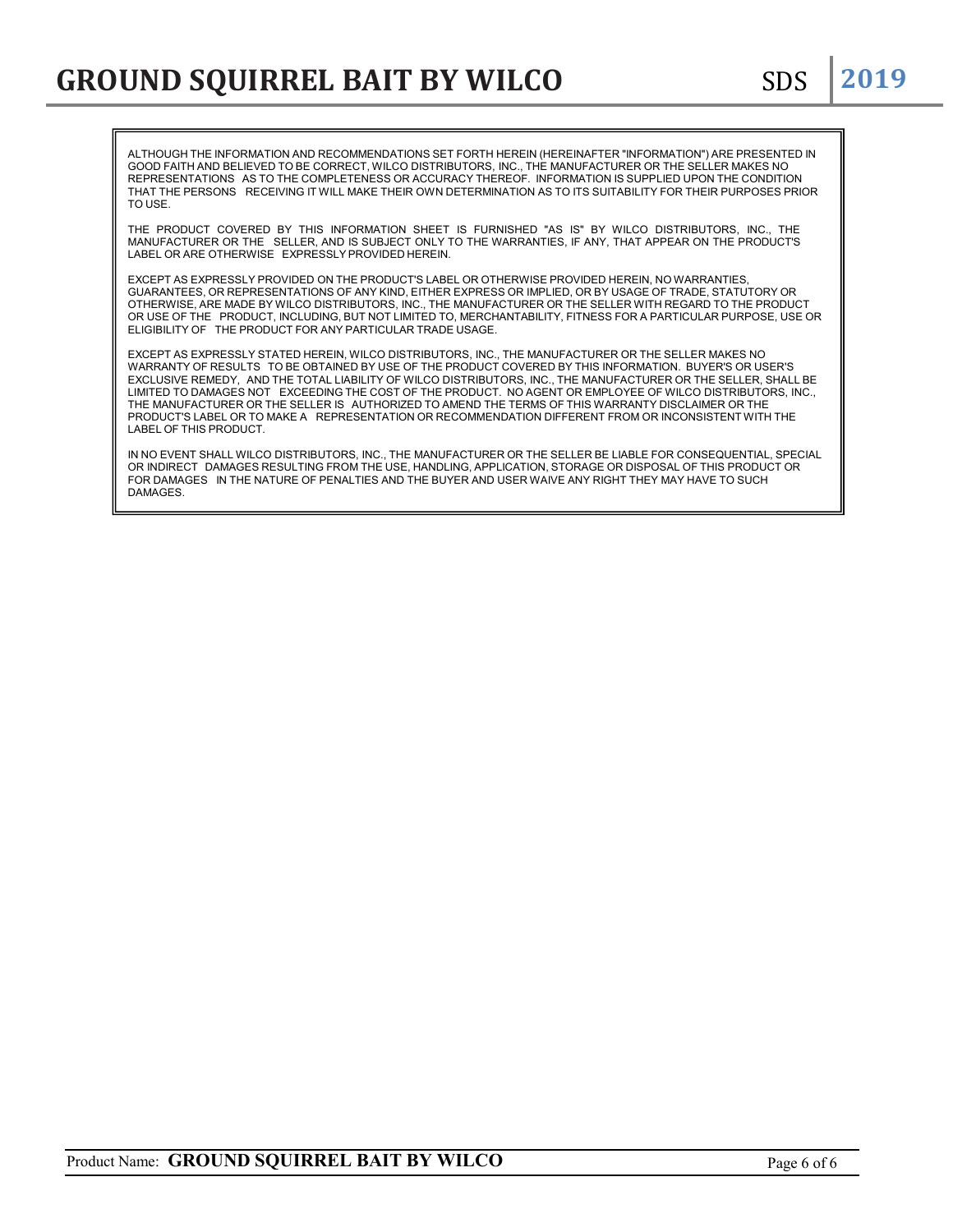ALTHOUGH THE INFORMATION AND RECOMMENDATIONS SET FORTH HEREIN (HEREINAFTER "INFORMATION") ARE PRESENTED IN GOOD FAITH AND BELIEVED TO BE CORRECT, WILCO DISTRIBUTORS, INC., THE MANUFACTURER OR THE SELLER MAKES NO REPRESENTATIONS AS TO THE COMPLETENESS OR ACCURACY THEREOF. INFORMATION IS SUPPLIED UPON THE CONDITION THAT THE PERSONS RECEIVING IT WILL MAKE THEIR OWN DETERMINATION AS TO ITS SUITABILITY FOR THEIR PURPOSES PRIOR TO USE.

THE PRODUCT COVERED BY THIS INFORMATION SHEET IS FURNISHED "AS IS" BY WILCO DISTRIBUTORS, INC., THE MANUFACTURER OR THE SELLER, AND IS SUBJECT ONLY TO THE WARRANTIES, IF ANY, THAT APPEAR ON THE PRODUCT'S LABEL OR ARE OTHERWISE EXPRESSLY PROVIDED HEREIN.

EXCEPT AS EXPRESSLY PROVIDED ON THE PRODUCT'S LABEL OR OTHERWISE PROVIDED HEREIN, NO WARRANTIES, GUARANTEES, OR REPRESENTATIONS OF ANY KIND, EITHER EXPRESS OR IMPLIED, OR BY USAGE OF TRADE, STATUTORY OR OTHERWISE, ARE MADE BY WILCO DISTRIBUTORS, INC., THE MANUFACTURER OR THE SELLER WITH REGARD TO THE PRODUCT OR USE OF THE PRODUCT, INCLUDING, BUT NOT LIMITED TO, MERCHANTABILITY, FITNESS FOR A PARTICULAR PURPOSE, USE OR ELIGIBILITY OF THE PRODUCT FOR ANY PARTICULAR TRADE USAGE.

EXCEPT AS EXPRESSLY STATED HEREIN, WILCO DISTRIBUTORS, INC., THE MANUFACTURER OR THE SELLER MAKES NO WARRANTY OF RESULTS TO BE OBTAINED BY USE OF THE PRODUCT COVERED BY THIS INFORMATION. BUYER'S OR USER'S EXCLUSIVE REMEDY, AND THE TOTAL LIABILITY OF WILCO DISTRIBUTORS, INC., THE MANUFACTURER OR THE SELLER, SHALL BE LIMITED TO DAMAGES NOT EXCEEDING THE COST OF THE PRODUCT. NO AGENT OR EMPLOYEE OF WILCO DISTRIBUTORS, INC., THE MANUFACTURER OR THE SELLER IS AUTHORIZED TO AMEND THE TERMS OF THIS WARRANTY DISCLAIMER OR THE PRODUCT'S LABEL OR TO MAKE A REPRESENTATION OR RECOMMENDATION DIFFERENT FROM OR INCONSISTENT WITH THE LABEL OF THIS PRODUCT.

IN NO EVENT SHALL WILCO DISTRIBUTORS, INC., THE MANUFACTURER OR THE SELLER BE LIABLE FOR CONSEQUENTIAL, SPECIAL OR INDIRECT DAMAGES RESULTING FROM THE USE, HANDLING, APPLICATION, STORAGE OR DISPOSAL OF THIS PRODUCT OR FOR DAMAGES IN THE NATURE OF PENALTIES AND THE BUYER AND USER WAIVE ANY RIGHT THEY MAY HAVE TO SUCH DAMAGES.